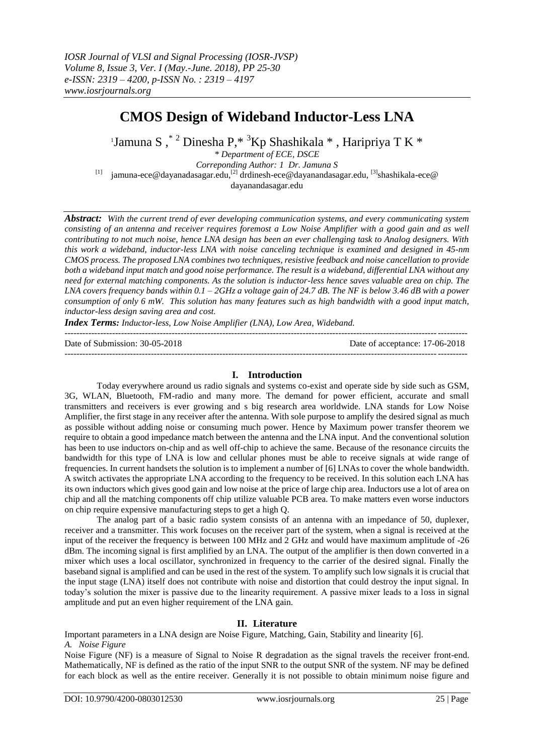# CMOS Design of Wideband Inductor-Less LNA

[1]Jamuna S ,* [2] Dinesha P,* [3]Kp Shashikala * , Haripriya T K *

*\* Department of ECE, DSCE*

*Correponding Author: 1 Dr. Jamuna S*

[1] jamuna-ece@dayanadasagar.edu,[2] drdinesh-ece@dayanandasagar.edu, [3]shashikala-ece@dayanandasagar.edu

***Abstract:*** *With the current trend of ever developing communication systems, and every communicating system consisting of an antenna and receiver requires foremost a Low Noise Amplifier with a good gain and as well contributing to not much noise, hence LNA design has been an ever challenging task to Analog designers. With this work a wideband, inductor-less LNA with noise canceling technique is examined and designed in 45-nm CMOS process. The proposed LNA combines two techniques, resistive feedback and noise cancellation to provide both a wideband input match and good noise performance. The result is a wideband, differential LNA without any need for external matching components. As the solution is inductor-less hence saves valuable area on chip. The LNA covers frequency bands within 0.1 – 2GHz a voltage gain of 24.7 dB. The NF is below 3.46 dB with a power consumption of only 6 mW. This solution has many features such as high bandwidth with a good input match, inductor-less design saving area and cost.*

***Index Terms:*** *Inductor-less, Low Noise Amplifier (LNA), Low Area, Wideband.*

Date of Submission: 30-05-2018 Date of acceptance: 17-06-2018

## I. Introduction

Today everywhere around us radio signals and systems co-exist and operate side by side such as GSM, 3G, WLAN, Bluetooth, FM-radio and many more. The demand for power efficient, accurate and small transmitters and receivers is ever growing and s big research area worldwide. LNA stands for Low Noise Amplifier, the first stage in any receiver after the antenna. With sole purpose to amplify the desired signal as much as possible without adding noise or consuming much power. Hence by Maximum power transfer theorem we require to obtain a good impedance match between the antenna and the LNA input. And the conventional solution has been to use inductors on-chip and as well off-chip to achieve the same. Because of the resonance circuits the bandwidth for this type of LNA is low and cellular phones must be able to receive signals at wide range of frequencies. In current handsets the solution is to implement a number of [6] LNAs to cover the whole bandwidth. A switch activates the appropriate LNA according to the frequency to be received. In this solution each LNA has its own inductors which gives good gain and low noise at the price of large chip area. Inductors use a lot of area on chip and all the matching components off chip utilize valuable PCB area. To make matters even worse inductors on chip require expensive manufacturing steps to get a high Q.

The analog part of a basic radio system consists of an antenna with an impedance of 50, duplexer, receiver and a transmitter. This work focuses on the receiver part of the system, when a signal is received at the input of the receiver the frequency is between 100 MHz and 2 GHz and would have maximum amplitude of -26 dBm. The incoming signal is first amplified by an LNA. The output of the amplifier is then down converted in a mixer which uses a local oscillator, synchronized in frequency to the carrier of the desired signal. Finally the baseband signal is amplified and can be used in the rest of the system. To amplify such low signals it is crucial that the input stage (LNA) itself does not contribute with noise and distortion that could destroy the input signal. In today's solution the mixer is passive due to the linearity requirement. A passive mixer leads to a loss in signal amplitude and put an even higher requirement of the LNA gain.

## II. Literature

Important parameters in a LNA design are Noise Figure, Matching, Gain, Stability and linearity [6].

### *A. Noise Figure*

Noise Figure (NF) is a measure of Signal to Noise R degradation as the signal travels the receiver front-end. Mathematically, NF is defined as the ratio of the input SNR to the output SNR of the system. NF may be defined for each block as well as the entire receiver. Generally it is not possible to obtain minimum noise figure and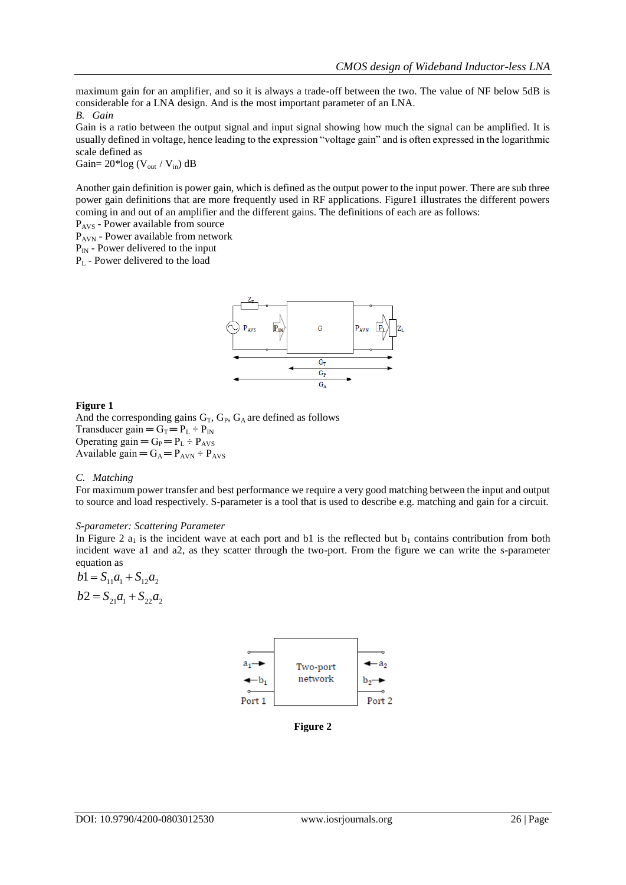maximum gain for an amplifier, and so it is always a trade-off between the two. The value of NF below 5dB is considerable for a LNA design. And is the most important parameter of an LNA.

### *B. Gain*

Gain is a ratio between the output signal and input signal showing how much the signal can be amplified. It is usually defined in voltage, hence leading to the expression "voltage gain" and is often expressed in the logarithmic scale defined as

Gain= $20*\log (V_{out} / V_{in})$ dB

Another gain definition is power gain, which is defined as the output power to the input power. There are sub three power gain definitions that are more frequently used in RF applications. Figure1 illustrates the different powers coming in and out of an amplifier and the different gains. The definitions of each are as follows:

$P_{AVS}$ - Power available from source
$P_{AVN}$ - Power available from network
$P_{IN}$ - Power delivered to the input
$P_L$ - Power delivered to the load

**Figure 1**

And the corresponding gains $G_T$, $G_P$, $G_A$ are defined as follows
Transducer gain $= G_T = P_L \div P_{IN}$
Operating gain $= G_P = P_L \div P_{AVS}$
Available gain $= G_A = P_{AVN} \div P_{AVS}$

### *C. Matching*

For maximum power transfer and best performance we require a very good matching between the input and output to source and load respectively. S-parameter is a tool that is used to describe e.g. matching and gain for a circuit.

*S-parameter: Scattering Parameter*

In Figure 2 $a_1$ is the incident wave at each port and b1 is the reflected but $b_1$ contains contribution from both incident wave a1 and a2, as they scatter through the two-port. From the figure we can write the s-parameter equation as

$$b1 = S_{11}a_1 + S_{12}a_2$$

$$b2 = S_{21}a_1 + S_{22}a_2$$

**Figure 2**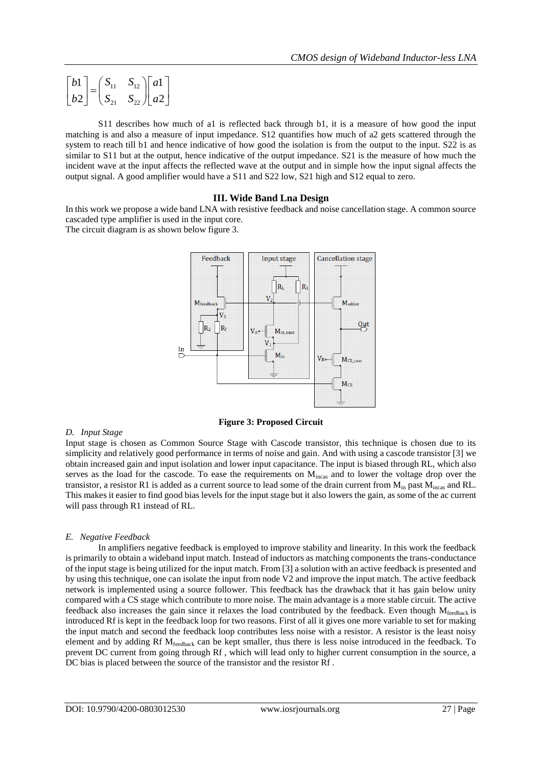$$\begin{bmatrix} b1 \\ b2 \end{bmatrix} = \begin{pmatrix} S_{11} & S_{12} \\ S_{21} & S_{22} \end{pmatrix} \begin{bmatrix} a1 \\ a2 \end{bmatrix}$$

S11 describes how much of a1 is reflected back through b1, it is a measure of how good the input matching is and also a measure of input impedance. S12 quantifies how much of a2 gets scattered through the system to reach till b1 and hence indicative of how good the isolation is from the output to the input. S22 is as similar to S11 but at the output, hence indicative of the output impedance. S21 is the measure of how much the incident wave at the input affects the reflected wave at the output and in simple how the input signal affects the output signal. A good amplifier would have a S11 and S22 low, S21 high and S12 equal to zero.

## III. Wide Band Lna Design

In this work we propose a wide band LNA with resistive feedback and noise cancellation stage. A common source cascaded type amplifier is used in the input core.
The circuit diagram is as shown below figure 3.

**Figure 3: Proposed Circuit**

### *D. Input Stage*

Input stage is chosen as Common Source Stage with Cascode transistor, this technique is chosen due to its simplicity and relatively good performance in terms of noise and gain. And with using a cascode transistor [3] we obtain increased gain and input isolation and lower input capacitance. The input is biased through RL, which also serves as the load for the cascode. To ease the requirements on $M_{incas}$ and to lower the voltage drop over the transistor, a resistor R1 is added as a current source to lead some of the drain current from $M_{in}$ past $M_{incas}$ and RL. This makes it easier to find good bias levels for the input stage but it also lowers the gain, as some of the ac current will pass through R1 instead of RL.

### *E. Negative Feedback*

In amplifiers negative feedback is employed to improve stability and linearity. In this work the feedback is primarily to obtain a wideband input match. Instead of inductors as matching components the trans-conductance of the input stage is being utilized for the input match. From [3] a solution with an active feedback is presented and by using this technique, one can isolate the input from node V2 and improve the input match. The active feedback network is implemented using a source follower. This feedback has the drawback that it has gain below unity compared with a CS stage which contribute to more noise. The main advantage is a more stable circuit. The active feedback also increases the gain since it relaxes the load contributed by the feedback. Even though $M_{feedback}$ is introduced Rf is kept in the feedback loop for two reasons. First of all it gives one more variable to set for making the input match and second the feedback loop contributes less noise with a resistor. A resistor is the least noisy element and by adding Rf $M_{feedback}$ can be kept smaller, thus there is less noise introduced in the feedback. To prevent DC current from going through Rf , which will lead only to higher current consumption in the source, a DC bias is placed between the source of the transistor and the resistor Rf .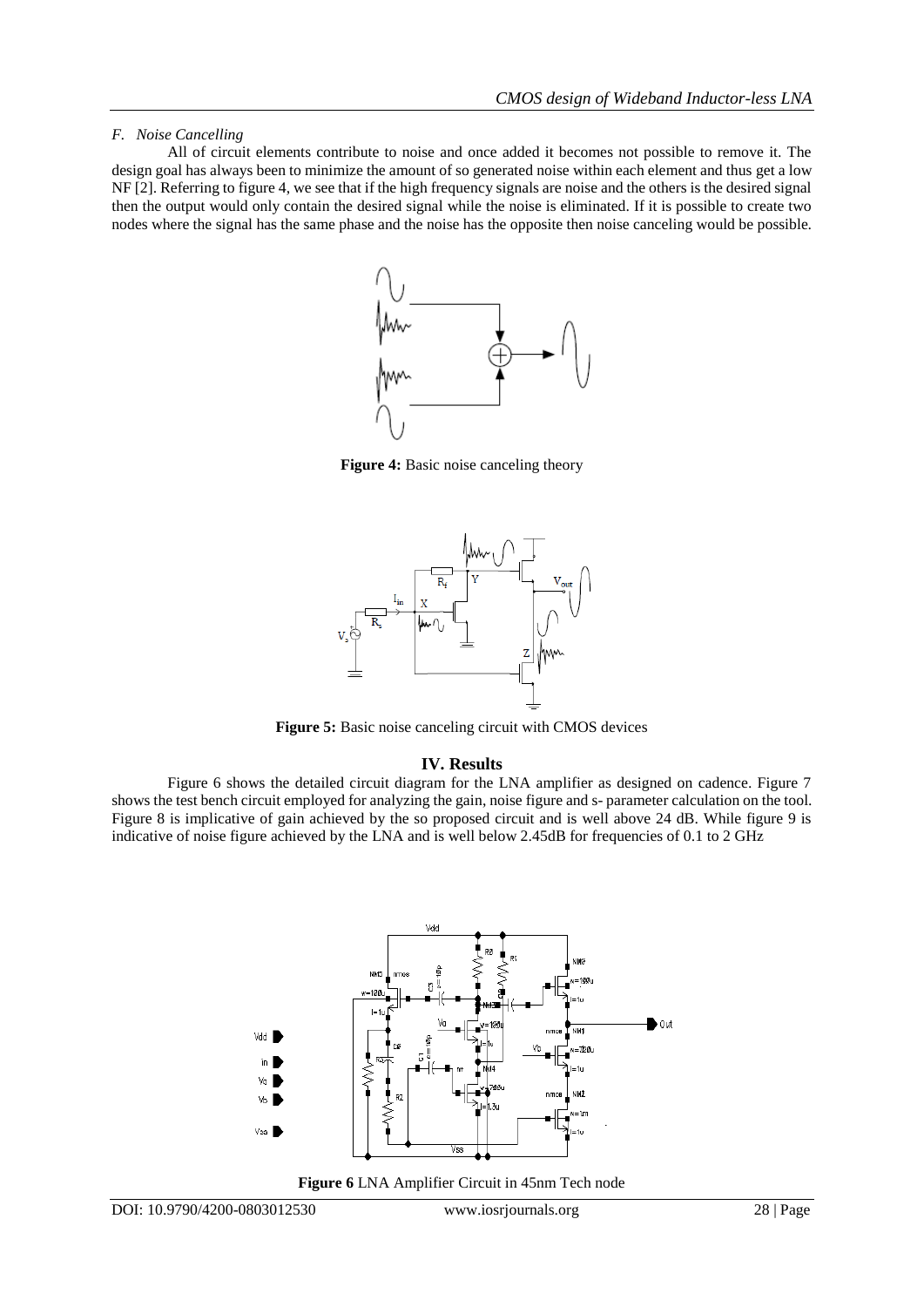### F. Noise Cancelling

All of circuit elements contribute to noise and once added it becomes not possible to remove it. The design goal has always been to minimize the amount of so generated noise within each element and thus get a low NF [2]. Referring to figure 4, we see that if the high frequency signals are noise and the others is the desired signal then the output would only contain the desired signal while the noise is eliminated. If it is possible to create two nodes where the signal has the same phase and the noise has the opposite then noise canceling would be possible.

**Figure 4:** Basic noise canceling theory

**Figure 5:** Basic noise canceling circuit with CMOS devices

## IV. Results

Figure 6 shows the detailed circuit diagram for the LNA amplifier as designed on cadence. Figure 7 shows the test bench circuit employed for analyzing the gain, noise figure and s- parameter calculation on the tool. Figure 8 is implicative of gain achieved by the so proposed circuit and is well above 24 dB. While figure 9 is indicative of noise figure achieved by the LNA and is well below 2.45dB for frequencies of 0.1 to 2 GHz

**Figure 6** LNA Amplifier Circuit in 45nm Tech node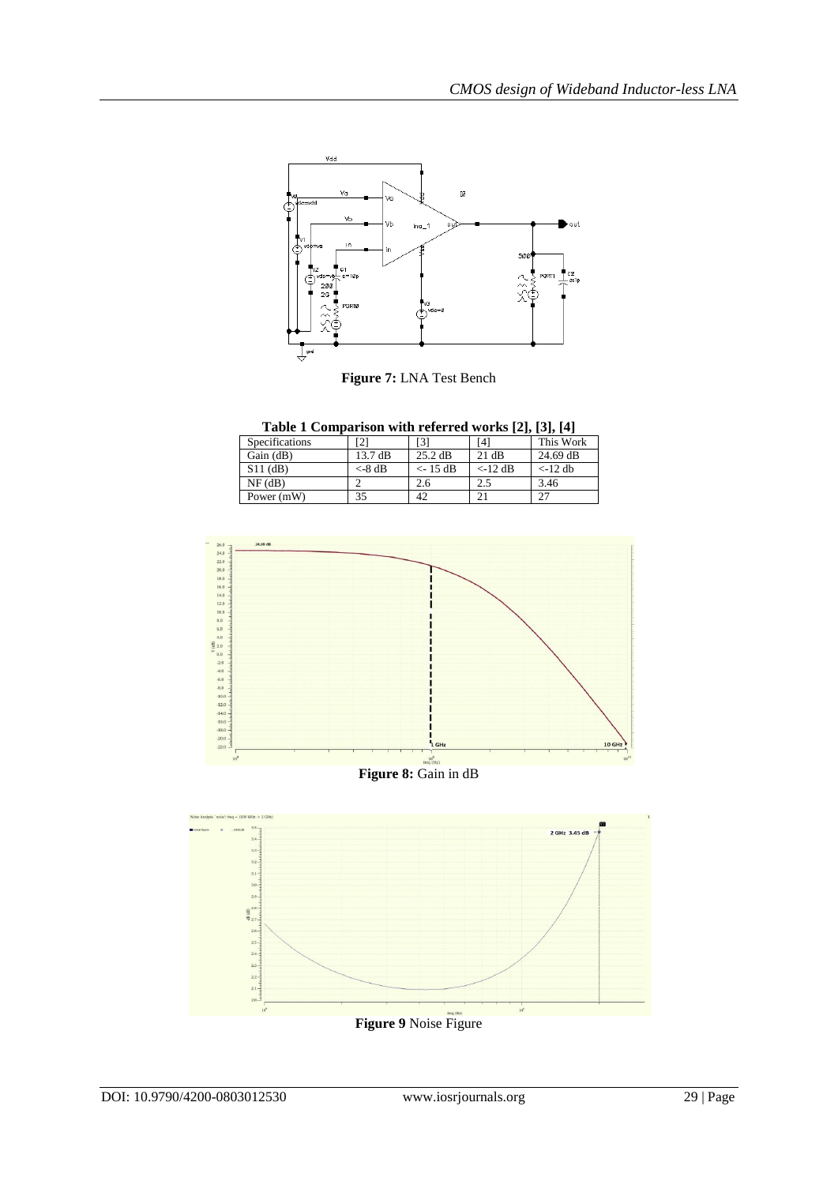**Figure 7:** LNA Test Bench

**Table 1 Comparison with referred works [2], [3], [4]**

| Specifications | [2] | [3] | [4] | This Work |
|---|---|---|---|---|
| Gain (dB) | 13.7 dB | 25.2 dB | 21 dB | 24.69 dB |
| S11 (dB) | <-8 dB | <- 15 dB | <-12 dB | <-12 db |
| NF (dB) | 2 | 2.6 | 2.5 | 3.46 |
| Power (mW) | 35 | 42 | 21 | 27 |

**Figure 8:** Gain in dB

**Figure 9** Noise Figure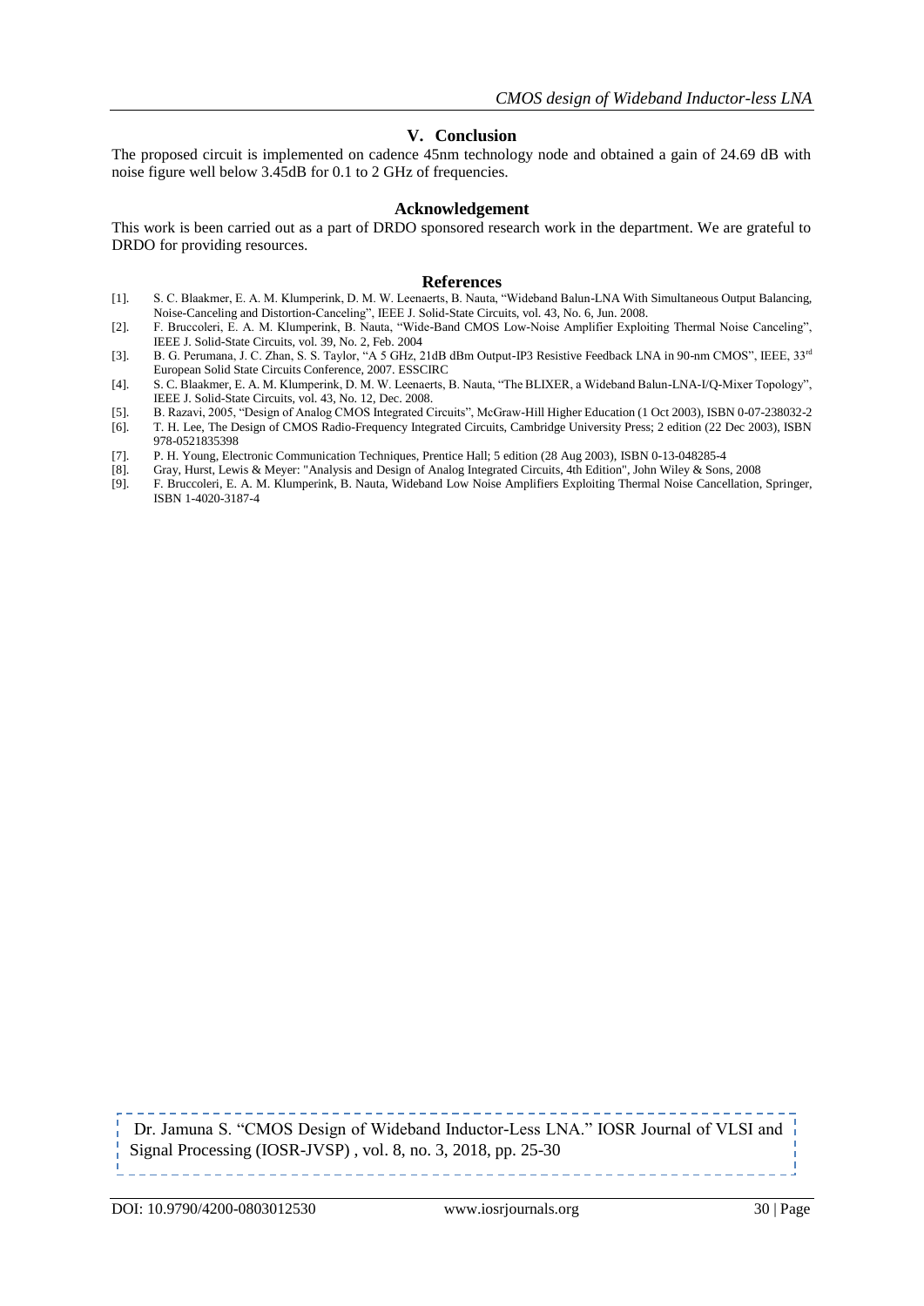## V. Conclusion

The proposed circuit is implemented on cadence 45nm technology node and obtained a gain of 24.69 dB with noise figure well below 3.45dB for 0.1 to 2 GHz of frequencies.

## Acknowledgement

This work is been carried out as a part of DRDO sponsored research work in the department. We are grateful to DRDO for providing resources.

## References

[1]. S. C. Blaakmer, E. A. M. Klumperink, D. M. W. Leenaerts, B. Nauta, "Wideband Balun-LNA With Simultaneous Output Balancing, Noise-Canceling and Distortion-Canceling", IEEE J. Solid-State Circuits, vol. 43, No. 6, Jun. 2008.

[2]. F. Bruccoleri, E. A. M. Klumperink, B. Nauta, "Wide-Band CMOS Low-Noise Amplifier Exploiting Thermal Noise Canceling", IEEE J. Solid-State Circuits, vol. 39, No. 2, Feb. 2004

[3]. B. G. Perumana, J. C. Zhan, S. S. Taylor, "A 5 GHz, 21dB dBm Output-IP3 Resistive Feedback LNA in 90-nm CMOS", IEEE, 33rd European Solid State Circuits Conference, 2007. ESSCIRC

[4]. S. C. Blaakmer, E. A. M. Klumperink, D. M. W. Leenaerts, B. Nauta, "The BLIXER, a Wideband Balun-LNA-I/Q-Mixer Topology", IEEE J. Solid-State Circuits, vol. 43, No. 12, Dec. 2008.

[5]. B. Razavi, 2005, "Design of Analog CMOS Integrated Circuits", McGraw-Hill Higher Education (1 Oct 2003), ISBN 0-07-238032-2

[6]. T. H. Lee, The Design of CMOS Radio-Frequency Integrated Circuits, Cambridge University Press; 2 edition (22 Dec 2003), ISBN 978-0521835398

[7]. P. H. Young, Electronic Communication Techniques, Prentice Hall; 5 edition (28 Aug 2003), ISBN 0-13-048285-4

[8]. Gray, Hurst, Lewis & Meyer: "Analysis and Design of Analog Integrated Circuits, 4th Edition", John Wiley & Sons, 2008

[9]. F. Bruccoleri, E. A. M. Klumperink, B. Nauta, Wideband Low Noise Amplifiers Exploiting Thermal Noise Cancellation, Springer, ISBN 1-4020-3187-4

Dr. Jamuna S. "CMOS Design of Wideband Inductor-Less LNA." IOSR Journal of VLSI and Signal Processing (IOSR-JVSP) , vol. 8, no. 3, 2018, pp. 25-30